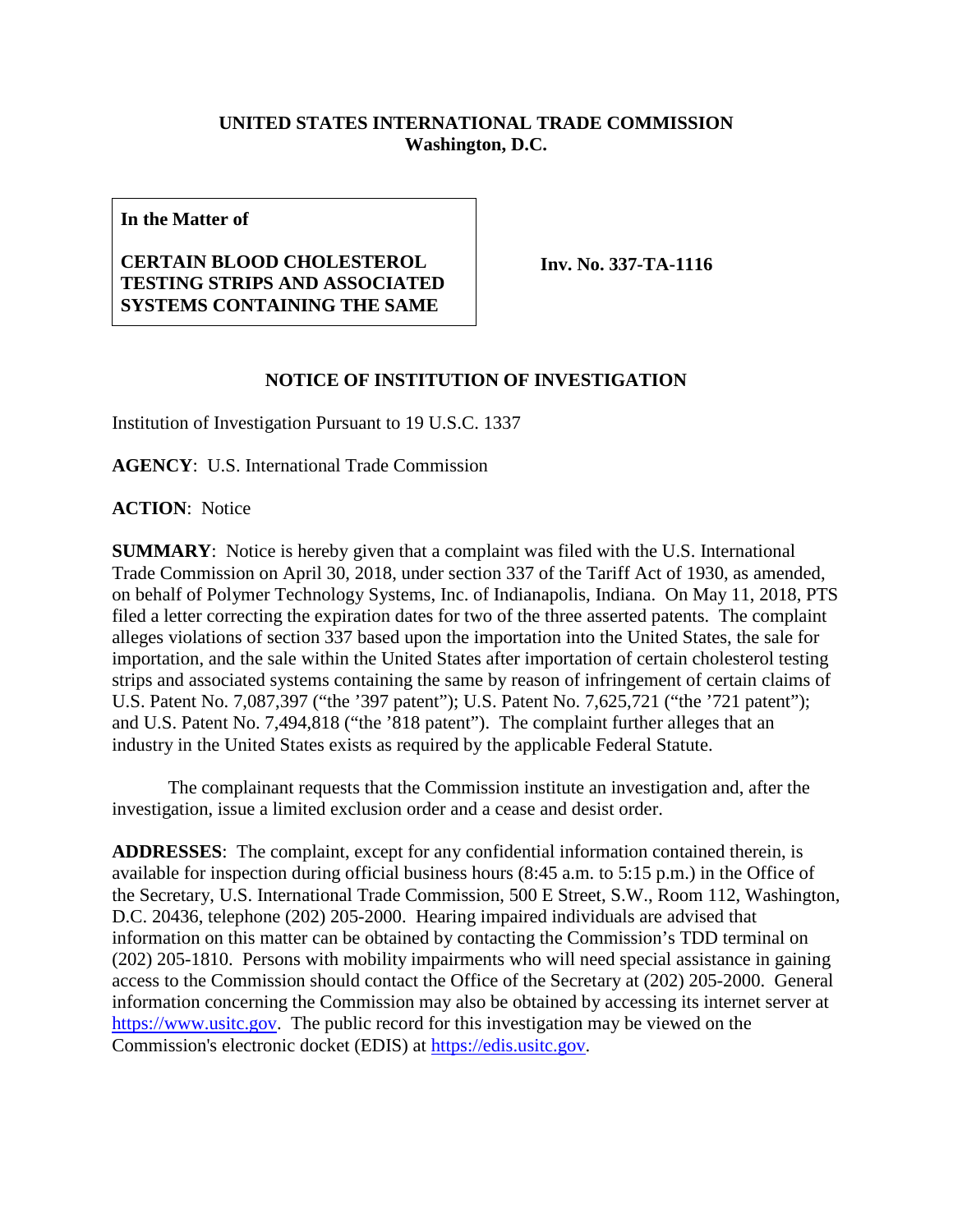**UNITED STATES INTERNATIONAL TRADE COMMISSION**
**Washington, D.C.**

| **In the Matter of** **CERTAIN BLOOD CHOLESTEROL TESTING STRIPS AND ASSOCIATED SYSTEMS CONTAINING THE SAME** | **Inv. No. 337-TA-1116** |
| --- | --- |

## NOTICE OF INSTITUTION OF INVESTIGATION

Institution of Investigation Pursuant to 19 U.S.C. 1337

**AGENCY**: U.S. International Trade Commission

**ACTION**: Notice

**SUMMARY**: Notice is hereby given that a complaint was filed with the U.S. International Trade Commission on April 30, 2018, under section 337 of the Tariff Act of 1930, as amended, on behalf of Polymer Technology Systems, Inc. of Indianapolis, Indiana. On May 11, 2018, PTS filed a letter correcting the expiration dates for two of the three asserted patents. The complaint alleges violations of section 337 based upon the importation into the United States, the sale for importation, and the sale within the United States after importation of certain cholesterol testing strips and associated systems containing the same by reason of infringement of certain claims of U.S. Patent No. 7,087,397 ("the '397 patent"); U.S. Patent No. 7,625,721 ("the '721 patent"); and U.S. Patent No. 7,494,818 ("the '818 patent"). The complaint further alleges that an industry in the United States exists as required by the applicable Federal Statute.

The complainant requests that the Commission institute an investigation and, after the investigation, issue a limited exclusion order and a cease and desist order.

**ADDRESSES**: The complaint, except for any confidential information contained therein, is available for inspection during official business hours (8:45 a.m. to 5:15 p.m.) in the Office of the Secretary, U.S. International Trade Commission, 500 E Street, S.W., Room 112, Washington, D.C. 20436, telephone (202) 205-2000. Hearing impaired individuals are advised that information on this matter can be obtained by contacting the Commission's TDD terminal on (202) 205-1810. Persons with mobility impairments who will need special assistance in gaining access to the Commission should contact the Office of the Secretary at (202) 205-2000. General information concerning the Commission may also be obtained by accessing its internet server at https://www.usitc.gov. The public record for this investigation may be viewed on the Commission's electronic docket (EDIS) at https://edis.usitc.gov.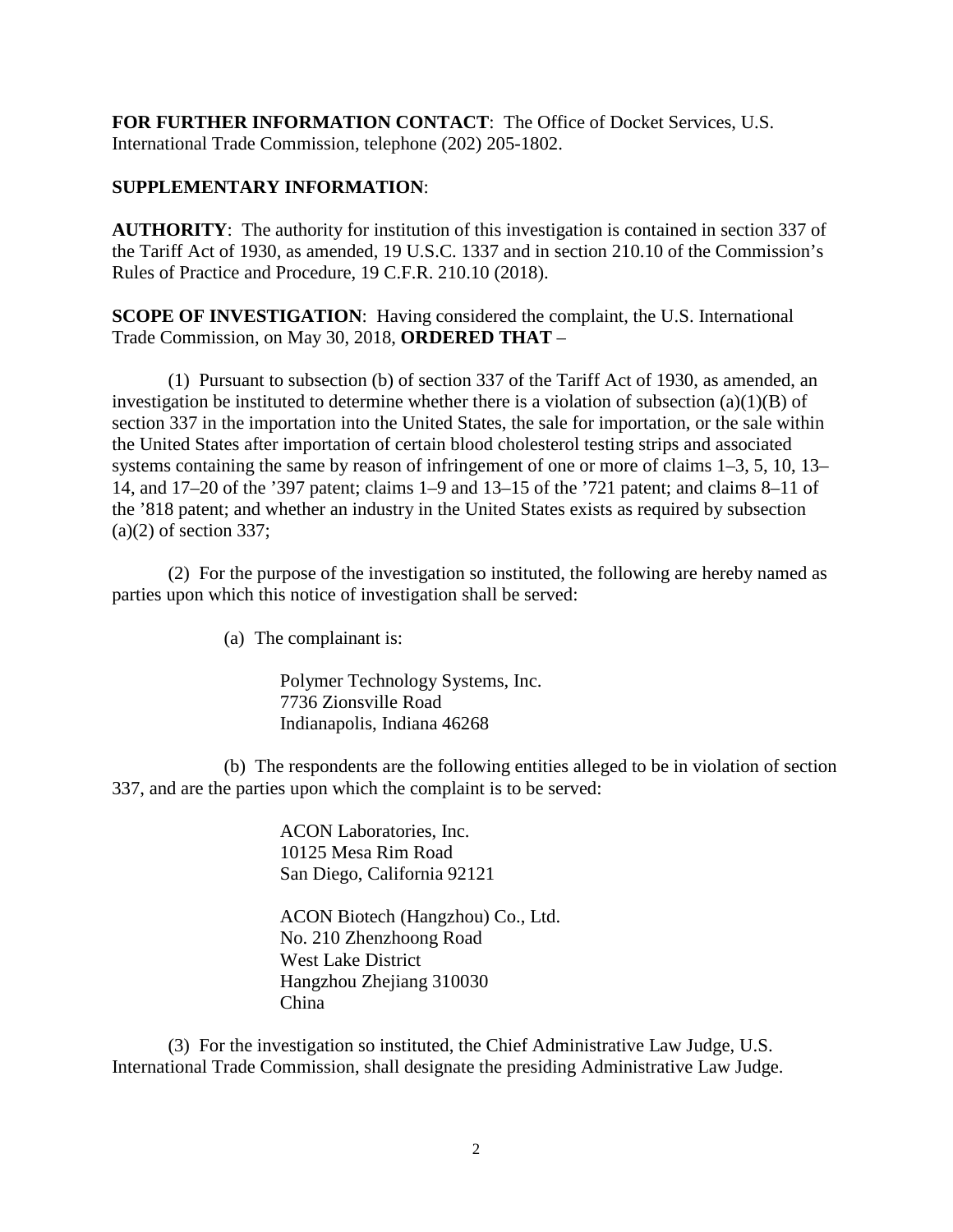**FOR FURTHER INFORMATION CONTACT**: The Office of Docket Services, U.S. International Trade Commission, telephone (202) 205-1802.

**SUPPLEMENTARY INFORMATION**:

**AUTHORITY**: The authority for institution of this investigation is contained in section 337 of the Tariff Act of 1930, as amended, 19 U.S.C. 1337 and in section 210.10 of the Commission's Rules of Practice and Procedure, 19 C.F.R. 210.10 (2018).

**SCOPE OF INVESTIGATION**: Having considered the complaint, the U.S. International Trade Commission, on May 30, 2018, **ORDERED THAT** –

(1) Pursuant to subsection (b) of section 337 of the Tariff Act of 1930, as amended, an investigation be instituted to determine whether there is a violation of subsection (a)(1)(B) of section 337 in the importation into the United States, the sale for importation, or the sale within the United States after importation of certain blood cholesterol testing strips and associated systems containing the same by reason of infringement of one or more of claims 1–3, 5, 10, 13–14, and 17–20 of the '397 patent; claims 1–9 and 13–15 of the '721 patent; and claims 8–11 of the '818 patent; and whether an industry in the United States exists as required by subsection (a)(2) of section 337;

(2) For the purpose of the investigation so instituted, the following are hereby named as parties upon which this notice of investigation shall be served:

(a) The complainant is:

Polymer Technology Systems, Inc.
7736 Zionsville Road
Indianapolis, Indiana 46268

(b) The respondents are the following entities alleged to be in violation of section 337, and are the parties upon which the complaint is to be served:

ACON Laboratories, Inc.
10125 Mesa Rim Road
San Diego, California 92121

ACON Biotech (Hangzhou) Co., Ltd.
No. 210 Zhenzhoong Road
West Lake District
Hangzhou Zhejiang 310030
China

(3) For the investigation so instituted, the Chief Administrative Law Judge, U.S. International Trade Commission, shall designate the presiding Administrative Law Judge.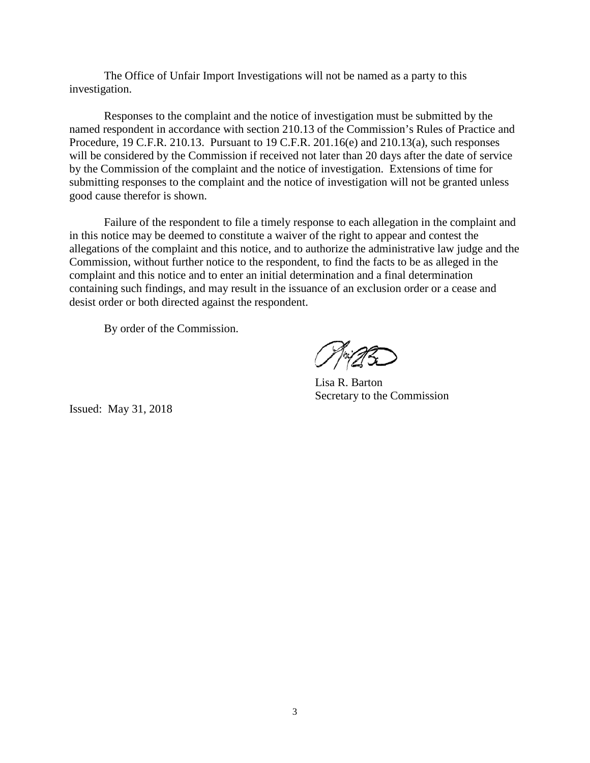The Office of Unfair Import Investigations will not be named as a party to this investigation.

Responses to the complaint and the notice of investigation must be submitted by the named respondent in accordance with section 210.13 of the Commission's Rules of Practice and Procedure, 19 C.F.R. 210.13. Pursuant to 19 C.F.R. 201.16(e) and 210.13(a), such responses will be considered by the Commission if received not later than 20 days after the date of service by the Commission of the complaint and the notice of investigation. Extensions of time for submitting responses to the complaint and the notice of investigation will not be granted unless good cause therefor is shown.

Failure of the respondent to file a timely response to each allegation in the complaint and in this notice may be deemed to constitute a waiver of the right to appear and contest the allegations of the complaint and this notice, and to authorize the administrative law judge and the Commission, without further notice to the respondent, to find the facts to be as alleged in the complaint and this notice and to enter an initial determination and a final determination containing such findings, and may result in the issuance of an exclusion order or a cease and desist order or both directed against the respondent.

By order of the Commission.

Lisa R. Barton
Secretary to the Commission

Issued: May 31, 2018